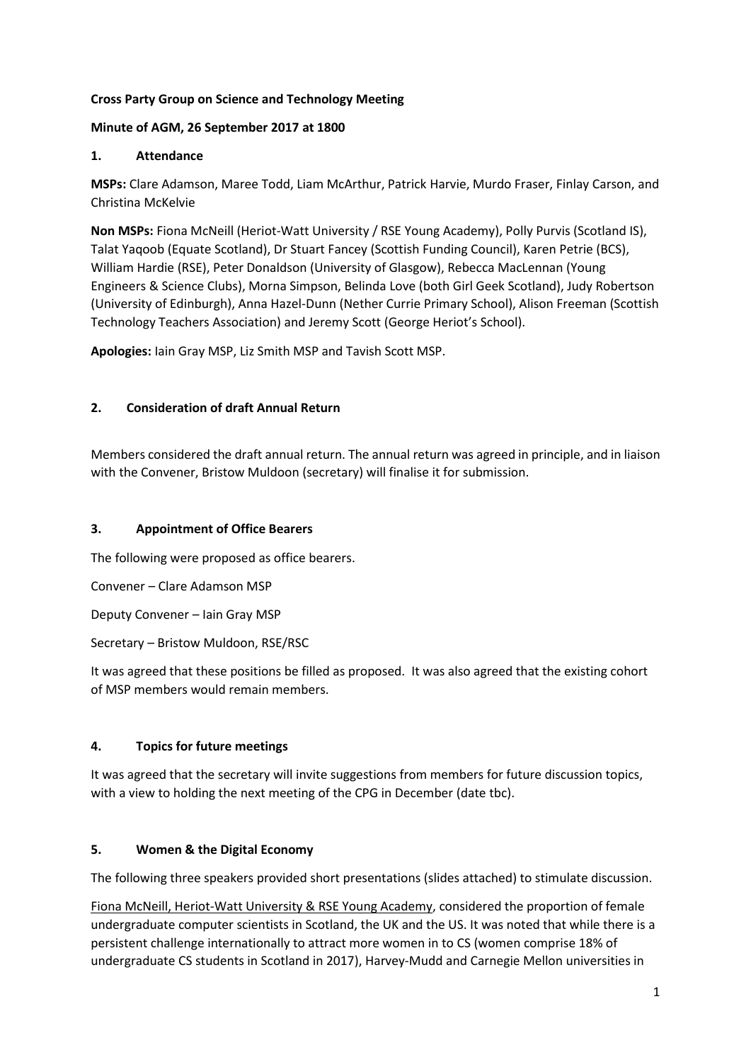**Cross Party Group on Science and Technology Meeting**

**Minute of AGM, 26 September 2017 at 1800**

## 1. Attendance

**MSPs:** Clare Adamson, Maree Todd, Liam McArthur, Patrick Harvie, Murdo Fraser, Finlay Carson, and Christina McKelvie

**Non MSPs:** Fiona McNeill (Heriot-Watt University / RSE Young Academy), Polly Purvis (Scotland IS), Talat Yaqoob (Equate Scotland), Dr Stuart Fancey (Scottish Funding Council), Karen Petrie (BCS), William Hardie (RSE), Peter Donaldson (University of Glasgow), Rebecca MacLennan (Young Engineers & Science Clubs), Morna Simpson, Belinda Love (both Girl Geek Scotland), Judy Robertson (University of Edinburgh), Anna Hazel-Dunn (Nether Currie Primary School), Alison Freeman (Scottish Technology Teachers Association) and Jeremy Scott (George Heriot's School).

**Apologies:** Iain Gray MSP, Liz Smith MSP and Tavish Scott MSP.

## 2. Consideration of draft Annual Return

Members considered the draft annual return. The annual return was agreed in principle, and in liaison with the Convener, Bristow Muldoon (secretary) will finalise it for submission.

## 3. Appointment of Office Bearers

The following were proposed as office bearers.

Convener – Clare Adamson MSP

Deputy Convener – Iain Gray MSP

Secretary – Bristow Muldoon, RSE/RSC

It was agreed that these positions be filled as proposed. It was also agreed that the existing cohort of MSP members would remain members.

## 4. Topics for future meetings

It was agreed that the secretary will invite suggestions from members for future discussion topics, with a view to holding the next meeting of the CPG in December (date tbc).

## 5. Women & the Digital Economy

The following three speakers provided short presentations (slides attached) to stimulate discussion.

Fiona McNeill, Heriot-Watt University & RSE Young Academy, considered the proportion of female undergraduate computer scientists in Scotland, the UK and the US. It was noted that while there is a persistent challenge internationally to attract more women in to CS (women comprise 18% of undergraduate CS students in Scotland in 2017), Harvey-Mudd and Carnegie Mellon universities in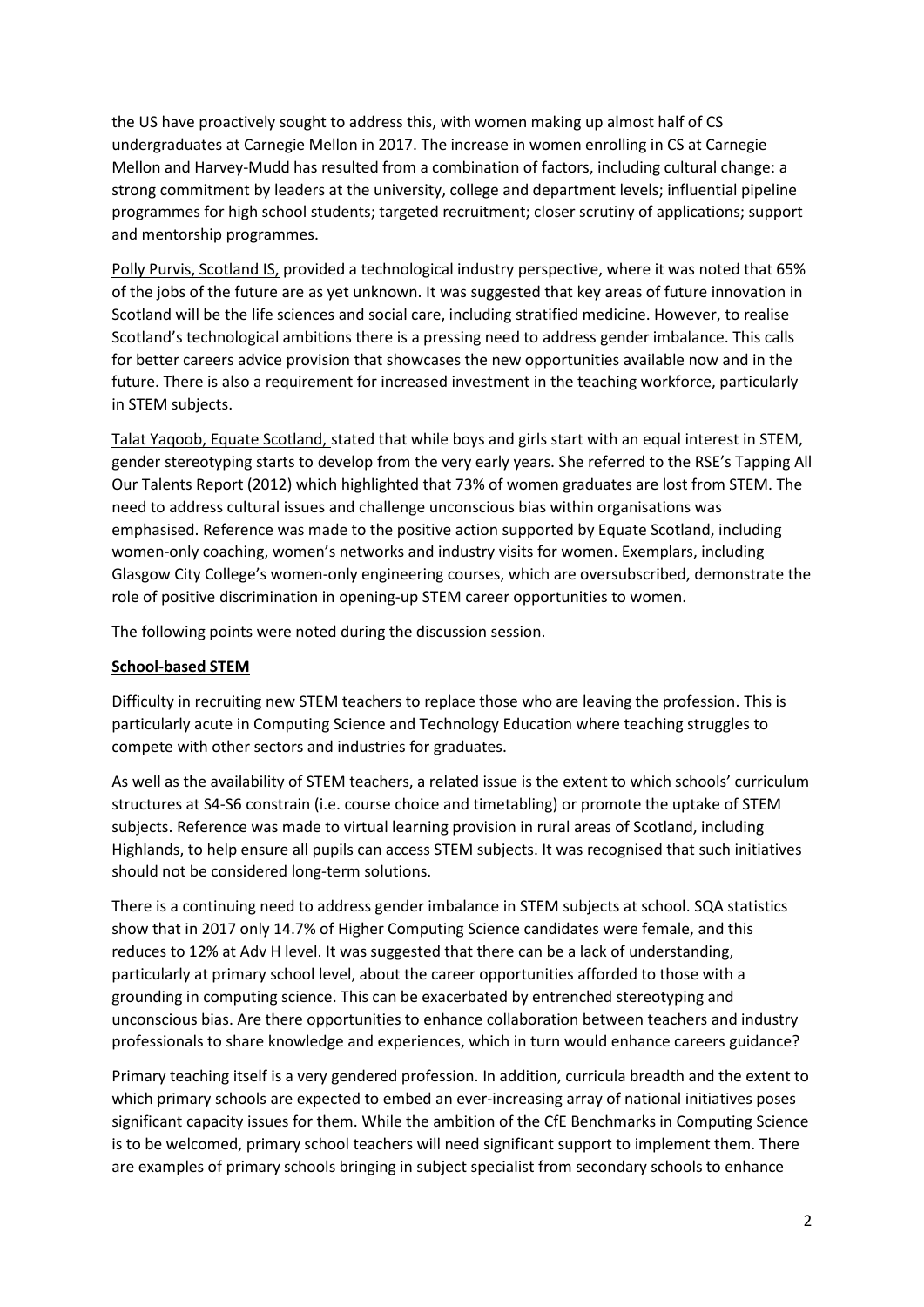the US have proactively sought to address this, with women making up almost half of CS undergraduates at Carnegie Mellon in 2017. The increase in women enrolling in CS at Carnegie Mellon and Harvey-Mudd has resulted from a combination of factors, including cultural change: a strong commitment by leaders at the university, college and department levels; influential pipeline programmes for high school students; targeted recruitment; closer scrutiny of applications; support and mentorship programmes.

Polly Purvis, Scotland IS, provided a technological industry perspective, where it was noted that 65% of the jobs of the future are as yet unknown. It was suggested that key areas of future innovation in Scotland will be the life sciences and social care, including stratified medicine. However, to realise Scotland's technological ambitions there is a pressing need to address gender imbalance. This calls for better careers advice provision that showcases the new opportunities available now and in the future. There is also a requirement for increased investment in the teaching workforce, particularly in STEM subjects.

Talat Yaqoob, Equate Scotland, stated that while boys and girls start with an equal interest in STEM, gender stereotyping starts to develop from the very early years. She referred to the RSE's Tapping All Our Talents Report (2012) which highlighted that 73% of women graduates are lost from STEM. The need to address cultural issues and challenge unconscious bias within organisations was emphasised. Reference was made to the positive action supported by Equate Scotland, including women-only coaching, women's networks and industry visits for women. Exemplars, including Glasgow City College's women-only engineering courses, which are oversubscribed, demonstrate the role of positive discrimination in opening-up STEM career opportunities to women.

The following points were noted during the discussion session.

**School-based STEM**

Difficulty in recruiting new STEM teachers to replace those who are leaving the profession. This is particularly acute in Computing Science and Technology Education where teaching struggles to compete with other sectors and industries for graduates.

As well as the availability of STEM teachers, a related issue is the extent to which schools' curriculum structures at S4-S6 constrain (i.e. course choice and timetabling) or promote the uptake of STEM subjects. Reference was made to virtual learning provision in rural areas of Scotland, including Highlands, to help ensure all pupils can access STEM subjects. It was recognised that such initiatives should not be considered long-term solutions.

There is a continuing need to address gender imbalance in STEM subjects at school. SQA statistics show that in 2017 only 14.7% of Higher Computing Science candidates were female, and this reduces to 12% at Adv H level. It was suggested that there can be a lack of understanding, particularly at primary school level, about the career opportunities afforded to those with a grounding in computing science. This can be exacerbated by entrenched stereotyping and unconscious bias. Are there opportunities to enhance collaboration between teachers and industry professionals to share knowledge and experiences, which in turn would enhance careers guidance?

Primary teaching itself is a very gendered profession. In addition, curricula breadth and the extent to which primary schools are expected to embed an ever-increasing array of national initiatives poses significant capacity issues for them. While the ambition of the CfE Benchmarks in Computing Science is to be welcomed, primary school teachers will need significant support to implement them. There are examples of primary schools bringing in subject specialist from secondary schools to enhance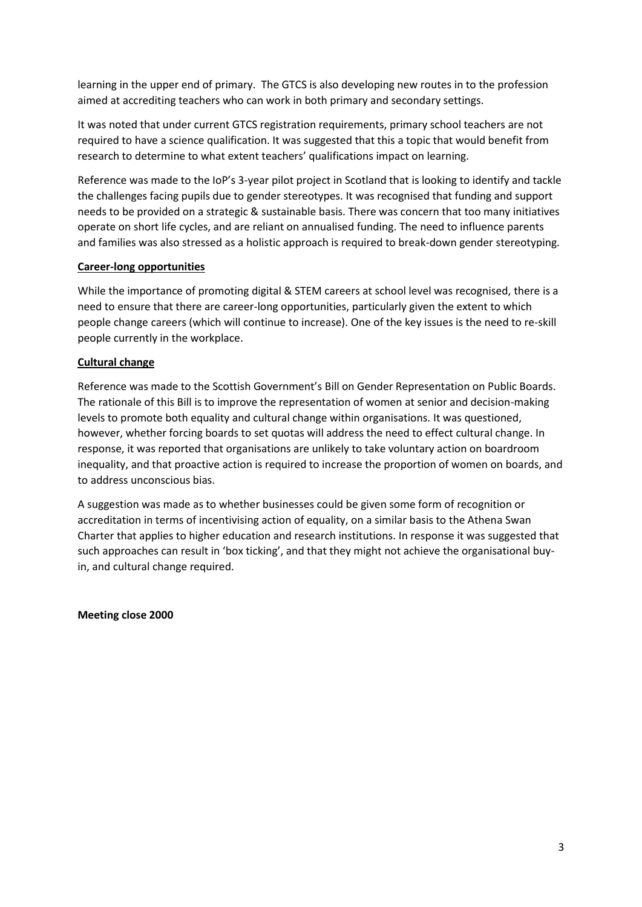learning in the upper end of primary. The GTCS is also developing new routes in to the profession aimed at accrediting teachers who can work in both primary and secondary settings.

It was noted that under current GTCS registration requirements, primary school teachers are not required to have a science qualification. It was suggested that this a topic that would benefit from research to determine to what extent teachers' qualifications impact on learning.

Reference was made to the IoP's 3-year pilot project in Scotland that is looking to identify and tackle the challenges facing pupils due to gender stereotypes. It was recognised that funding and support needs to be provided on a strategic & sustainable basis. There was concern that too many initiatives operate on short life cycles, and are reliant on annualised funding. The need to influence parents and families was also stressed as a holistic approach is required to break-down gender stereotyping.

**Career-long opportunities**

While the importance of promoting digital & STEM careers at school level was recognised, there is a need to ensure that there are career-long opportunities, particularly given the extent to which people change careers (which will continue to increase). One of the key issues is the need to re-skill people currently in the workplace.

**Cultural change**

Reference was made to the Scottish Government's Bill on Gender Representation on Public Boards. The rationale of this Bill is to improve the representation of women at senior and decision-making levels to promote both equality and cultural change within organisations. It was questioned, however, whether forcing boards to set quotas will address the need to effect cultural change. In response, it was reported that organisations are unlikely to take voluntary action on boardroom inequality, and that proactive action is required to increase the proportion of women on boards, and to address unconscious bias.

A suggestion was made as to whether businesses could be given some form of recognition or accreditation in terms of incentivising action of equality, on a similar basis to the Athena Swan Charter that applies to higher education and research institutions. In response it was suggested that such approaches can result in 'box ticking', and that they might not achieve the organisational buy-in, and cultural change required.

**Meeting close 2000**